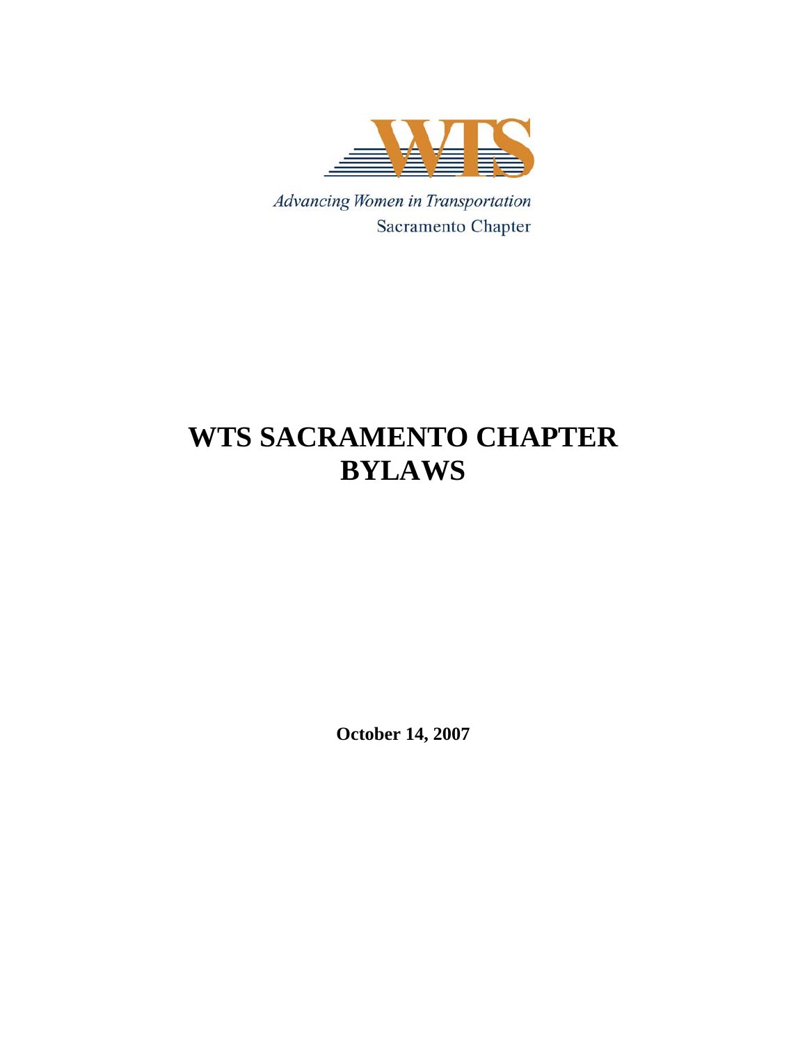WTS

*Advancing Women in Transportation*

Sacramento Chapter

# WTS SACRAMENTO CHAPTER BYLAWS

**October 14, 2007**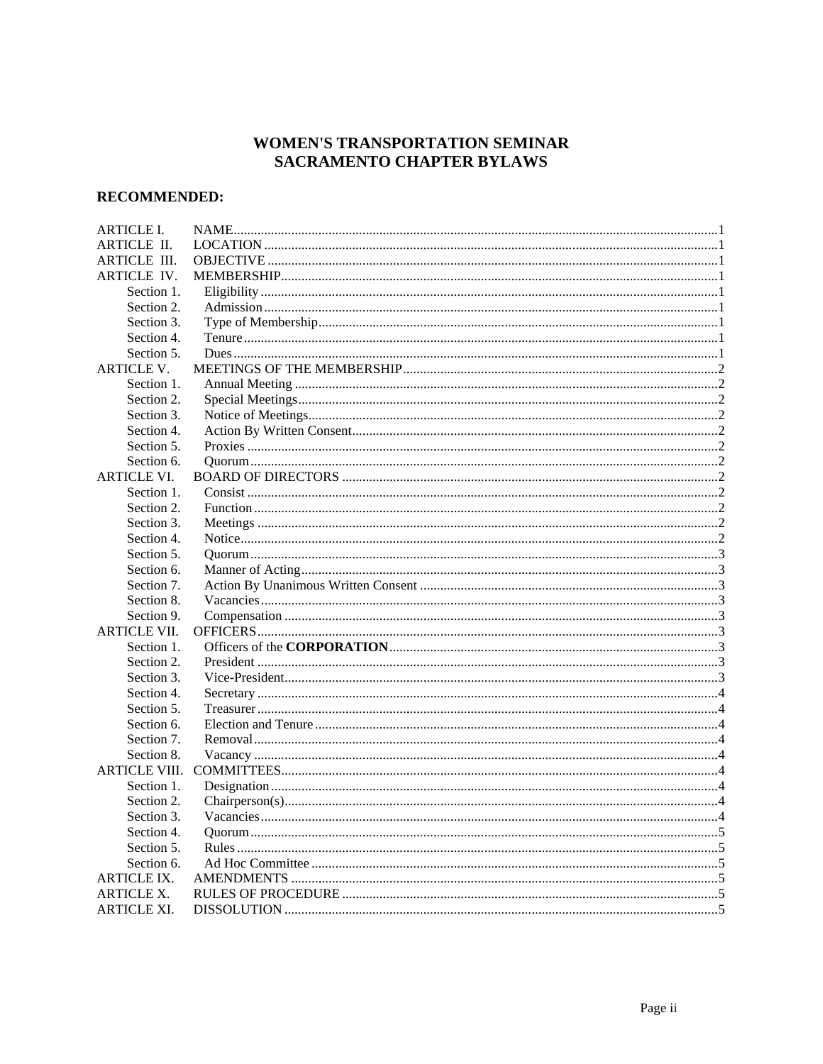# WOMEN'S TRANSPORTATION SEMINAR
# SACRAMENTO CHAPTER BYLAWS

**RECOMMENDED:**

| | | |
|---|---|---|
| ARTICLE I. | NAME | 1 |
| ARTICLE II. | LOCATION | 1 |
| ARTICLE III. | OBJECTIVE | 1 |
| ARTICLE IV. | MEMBERSHIP | 1 |
| Section 1. | Eligibility | 1 |
| Section 2. | Admission | 1 |
| Section 3. | Type of Membership | 1 |
| Section 4. | Tenure | 1 |
| Section 5. | Dues | 1 |
| ARTICLE V. | MEETINGS OF THE MEMBERSHIP | 2 |
| Section 1. | Annual Meeting | 2 |
| Section 2. | Special Meetings | 2 |
| Section 3. | Notice of Meetings | 2 |
| Section 4. | Action By Written Consent | 2 |
| Section 5. | Proxies | 2 |
| Section 6. | Quorum | 2 |
| ARTICLE VI. | BOARD OF DIRECTORS | 2 |
| Section 1. | Consist | 2 |
| Section 2. | Function | 2 |
| Section 3. | Meetings | 2 |
| Section 4. | Notice | 2 |
| Section 5. | Quorum | 3 |
| Section 6. | Manner of Acting | 3 |
| Section 7. | Action By Unanimous Written Consent | 3 |
| Section 8. | Vacancies | 3 |
| Section 9. | Compensation | 3 |
| ARTICLE VII. | OFFICERS | 3 |
| Section 1. | Officers of the **CORPORATION** | 3 |
| Section 2. | President | 3 |
| Section 3. | Vice-President | 3 |
| Section 4. | Secretary | 4 |
| Section 5. | Treasurer | 4 |
| Section 6. | Election and Tenure | 4 |
| Section 7. | Removal | 4 |
| Section 8. | Vacancy | 4 |
| ARTICLE VIII. | COMMITTEES | 4 |
| Section 1. | Designation | 4 |
| Section 2. | Chairperson(s) | 4 |
| Section 3. | Vacancies | 4 |
| Section 4. | Quorum | 5 |
| Section 5. | Rules | 5 |
| Section 6. | Ad Hoc Committee | 5 |
| ARTICLE IX. | AMENDMENTS | 5 |
| ARTICLE X. | RULES OF PROCEDURE | 5 |
| ARTICLE XI. | DISSOLUTION | 5 |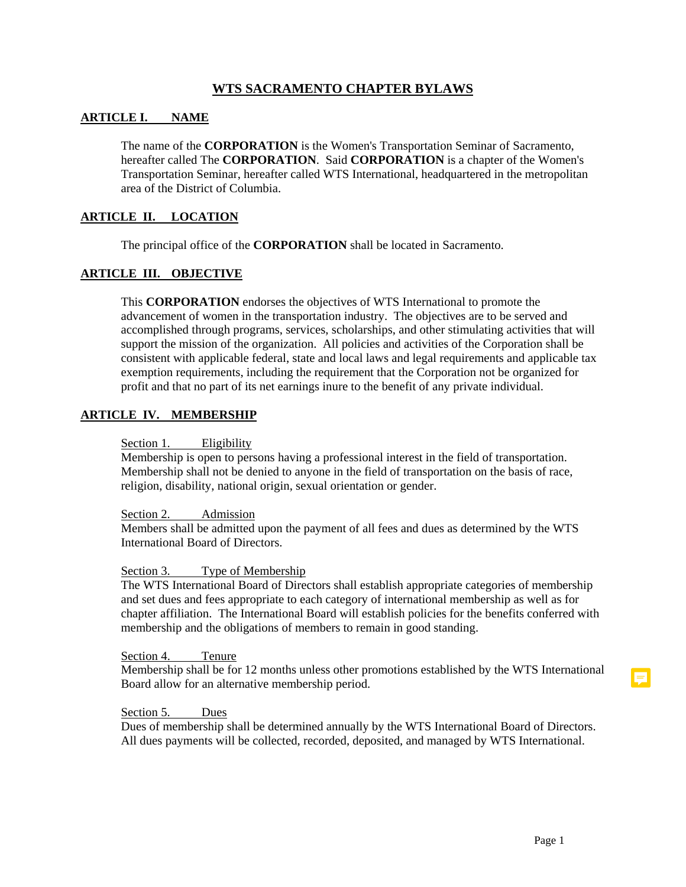# WTS SACRAMENTO CHAPTER BYLAWS

## ARTICLE I. NAME

The name of the **CORPORATION** is the Women's Transportation Seminar of Sacramento, hereafter called The **CORPORATION**. Said **CORPORATION** is a chapter of the Women's Transportation Seminar, hereafter called WTS International, headquartered in the metropolitan area of the District of Columbia.

## ARTICLE II. LOCATION

The principal office of the **CORPORATION** shall be located in Sacramento.

## ARTICLE III. OBJECTIVE

This **CORPORATION** endorses the objectives of WTS International to promote the advancement of women in the transportation industry. The objectives are to be served and accomplished through programs, services, scholarships, and other stimulating activities that will support the mission of the organization. All policies and activities of the Corporation shall be consistent with applicable federal, state and local laws and legal requirements and applicable tax exemption requirements, including the requirement that the Corporation not be organized for profit and that no part of its net earnings inure to the benefit of any private individual.

## ARTICLE IV. MEMBERSHIP

Section 1. Eligibility

Membership is open to persons having a professional interest in the field of transportation. Membership shall not be denied to anyone in the field of transportation on the basis of race, religion, disability, national origin, sexual orientation or gender.

Section 2. Admission

Members shall be admitted upon the payment of all fees and dues as determined by the WTS International Board of Directors.

Section 3. Type of Membership

The WTS International Board of Directors shall establish appropriate categories of membership and set dues and fees appropriate to each category of international membership as well as for chapter affiliation. The International Board will establish policies for the benefits conferred with membership and the obligations of members to remain in good standing.

Section 4. Tenure

Membership shall be for 12 months unless other promotions established by the WTS International Board allow for an alternative membership period.

Section 5. Dues

Dues of membership shall be determined annually by the WTS International Board of Directors. All dues payments will be collected, recorded, deposited, and managed by WTS International.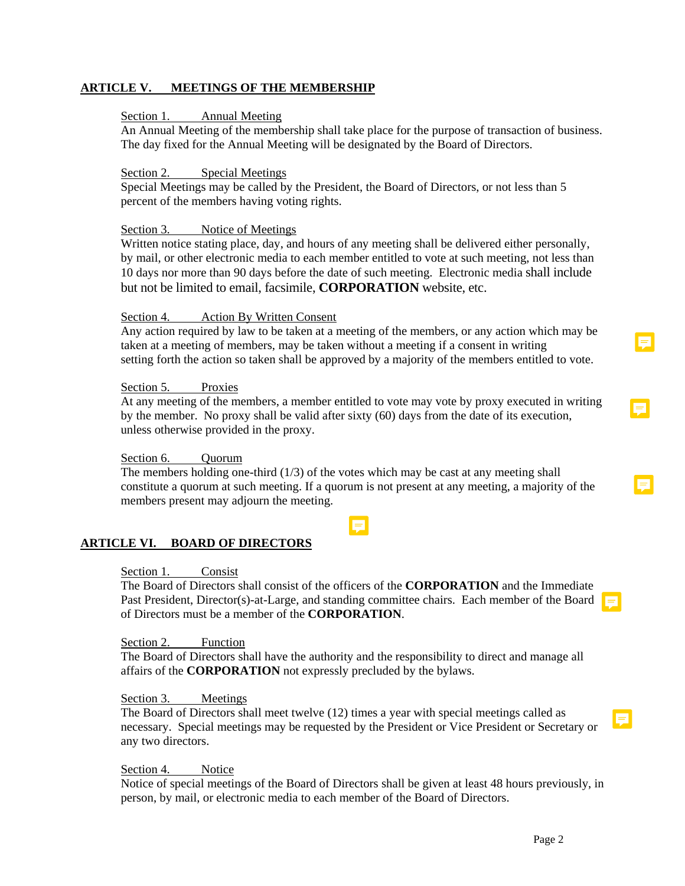## ARTICLE V. MEETINGS OF THE MEMBERSHIP

Section 1. Annual Meeting

An Annual Meeting of the membership shall take place for the purpose of transaction of business. The day fixed for the Annual Meeting will be designated by the Board of Directors.

Section 2. Special Meetings

Special Meetings may be called by the President, the Board of Directors, or not less than 5 percent of the members having voting rights.

Section 3. Notice of Meetings

Written notice stating place, day, and hours of any meeting shall be delivered either personally, by mail, or other electronic media to each member entitled to vote at such meeting, not less than 10 days nor more than 90 days before the date of such meeting. Electronic media shall include but not be limited to email, facsimile, **CORPORATION** website, etc.

Section 4. Action By Written Consent

Any action required by law to be taken at a meeting of the members, or any action which may be taken at a meeting of members, may be taken without a meeting if a consent in writing setting forth the action so taken shall be approved by a majority of the members entitled to vote.

Section 5. Proxies

At any meeting of the members, a member entitled to vote may vote by proxy executed in writing by the member. No proxy shall be valid after sixty (60) days from the date of its execution, unless otherwise provided in the proxy.

Section 6. Quorum

The members holding one-third (1/3) of the votes which may be cast at any meeting shall constitute a quorum at such meeting. If a quorum is not present at any meeting, a majority of the members present may adjourn the meeting.

## ARTICLE VI. BOARD OF DIRECTORS

Section 1. Consist

The Board of Directors shall consist of the officers of the **CORPORATION** and the Immediate Past President, Director(s)-at-Large, and standing committee chairs. Each member of the Board of Directors must be a member of the **CORPORATION**.

Section 2. Function

The Board of Directors shall have the authority and the responsibility to direct and manage all affairs of the **CORPORATION** not expressly precluded by the bylaws.

Section 3. Meetings

The Board of Directors shall meet twelve (12) times a year with special meetings called as necessary. Special meetings may be requested by the President or Vice President or Secretary or any two directors.

Section 4. Notice

Notice of special meetings of the Board of Directors shall be given at least 48 hours previously, in person, by mail, or electronic media to each member of the Board of Directors.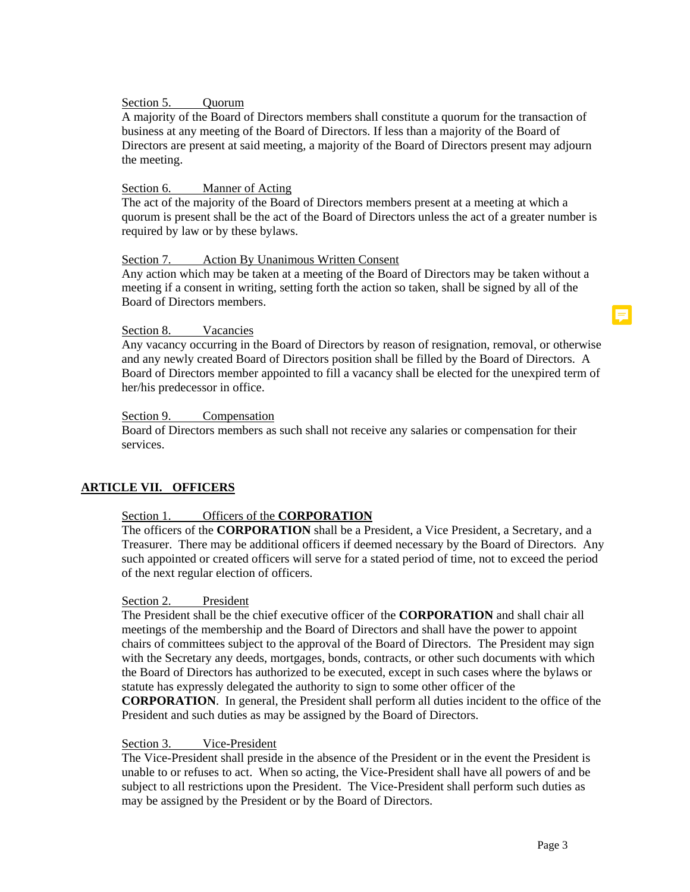Section 5. Quorum

A majority of the Board of Directors members shall constitute a quorum for the transaction of business at any meeting of the Board of Directors. If less than a majority of the Board of Directors are present at said meeting, a majority of the Board of Directors present may adjourn the meeting.

Section 6. Manner of Acting

The act of the majority of the Board of Directors members present at a meeting at which a quorum is present shall be the act of the Board of Directors unless the act of a greater number is required by law or by these bylaws.

Section 7. Action By Unanimous Written Consent

Any action which may be taken at a meeting of the Board of Directors may be taken without a meeting if a consent in writing, setting forth the action so taken, shall be signed by all of the Board of Directors members.

Section 8. Vacancies

Any vacancy occurring in the Board of Directors by reason of resignation, removal, or otherwise and any newly created Board of Directors position shall be filled by the Board of Directors. A Board of Directors member appointed to fill a vacancy shall be elected for the unexpired term of her/his predecessor in office.

Section 9. Compensation

Board of Directors members as such shall not receive any salaries or compensation for their services.

## ARTICLE VII. OFFICERS

Section 1. Officers of the **CORPORATION**

The officers of the **CORPORATION** shall be a President, a Vice President, a Secretary, and a Treasurer. There may be additional officers if deemed necessary by the Board of Directors. Any such appointed or created officers will serve for a stated period of time, not to exceed the period of the next regular election of officers.

Section 2. President

The President shall be the chief executive officer of the **CORPORATION** and shall chair all meetings of the membership and the Board of Directors and shall have the power to appoint chairs of committees subject to the approval of the Board of Directors. The President may sign with the Secretary any deeds, mortgages, bonds, contracts, or other such documents with which the Board of Directors has authorized to be executed, except in such cases where the bylaws or statute has expressly delegated the authority to sign to some other officer of the **CORPORATION**. In general, the President shall perform all duties incident to the office of the President and such duties as may be assigned by the Board of Directors.

Section 3. Vice-President

The Vice-President shall preside in the absence of the President or in the event the President is unable to or refuses to act. When so acting, the Vice-President shall have all powers of and be subject to all restrictions upon the President. The Vice-President shall perform such duties as may be assigned by the President or by the Board of Directors.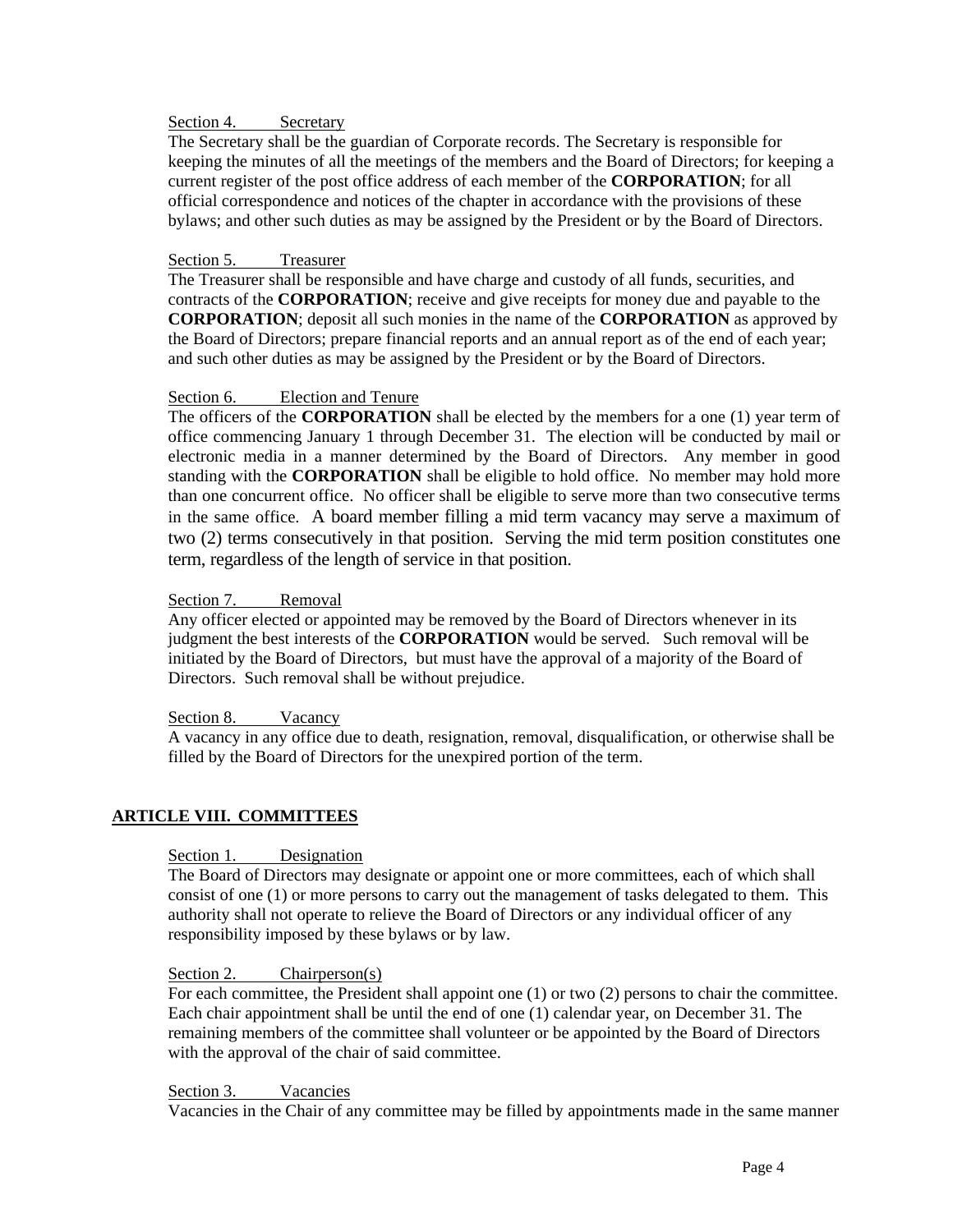Section 4. Secretary

The Secretary shall be the guardian of Corporate records. The Secretary is responsible for keeping the minutes of all the meetings of the members and the Board of Directors; for keeping a current register of the post office address of each member of the **CORPORATION**; for all official correspondence and notices of the chapter in accordance with the provisions of these bylaws; and other such duties as may be assigned by the President or by the Board of Directors.

Section 5. Treasurer

The Treasurer shall be responsible and have charge and custody of all funds, securities, and contracts of the **CORPORATION**; receive and give receipts for money due and payable to the **CORPORATION**; deposit all such monies in the name of the **CORPORATION** as approved by the Board of Directors; prepare financial reports and an annual report as of the end of each year; and such other duties as may be assigned by the President or by the Board of Directors.

Section 6. Election and Tenure

The officers of the **CORPORATION** shall be elected by the members for a one (1) year term of office commencing January 1 through December 31. The election will be conducted by mail or electronic media in a manner determined by the Board of Directors. Any member in good standing with the **CORPORATION** shall be eligible to hold office. No member may hold more than one concurrent office. No officer shall be eligible to serve more than two consecutive terms in the same office. A board member filling a mid term vacancy may serve a maximum of two (2) terms consecutively in that position. Serving the mid term position constitutes one term, regardless of the length of service in that position.

Section 7. Removal

Any officer elected or appointed may be removed by the Board of Directors whenever in its judgment the best interests of the **CORPORATION** would be served. Such removal will be initiated by the Board of Directors, but must have the approval of a majority of the Board of Directors. Such removal shall be without prejudice.

Section 8. Vacancy

A vacancy in any office due to death, resignation, removal, disqualification, or otherwise shall be filled by the Board of Directors for the unexpired portion of the term.

## ARTICLE VIII. COMMITTEES

Section 1. Designation

The Board of Directors may designate or appoint one or more committees, each of which shall consist of one (1) or more persons to carry out the management of tasks delegated to them. This authority shall not operate to relieve the Board of Directors or any individual officer of any responsibility imposed by these bylaws or by law.

Section 2. Chairperson(s)

For each committee, the President shall appoint one (1) or two (2) persons to chair the committee. Each chair appointment shall be until the end of one (1) calendar year, on December 31. The remaining members of the committee shall volunteer or be appointed by the Board of Directors with the approval of the chair of said committee.

Section 3. Vacancies

Vacancies in the Chair of any committee may be filled by appointments made in the same manner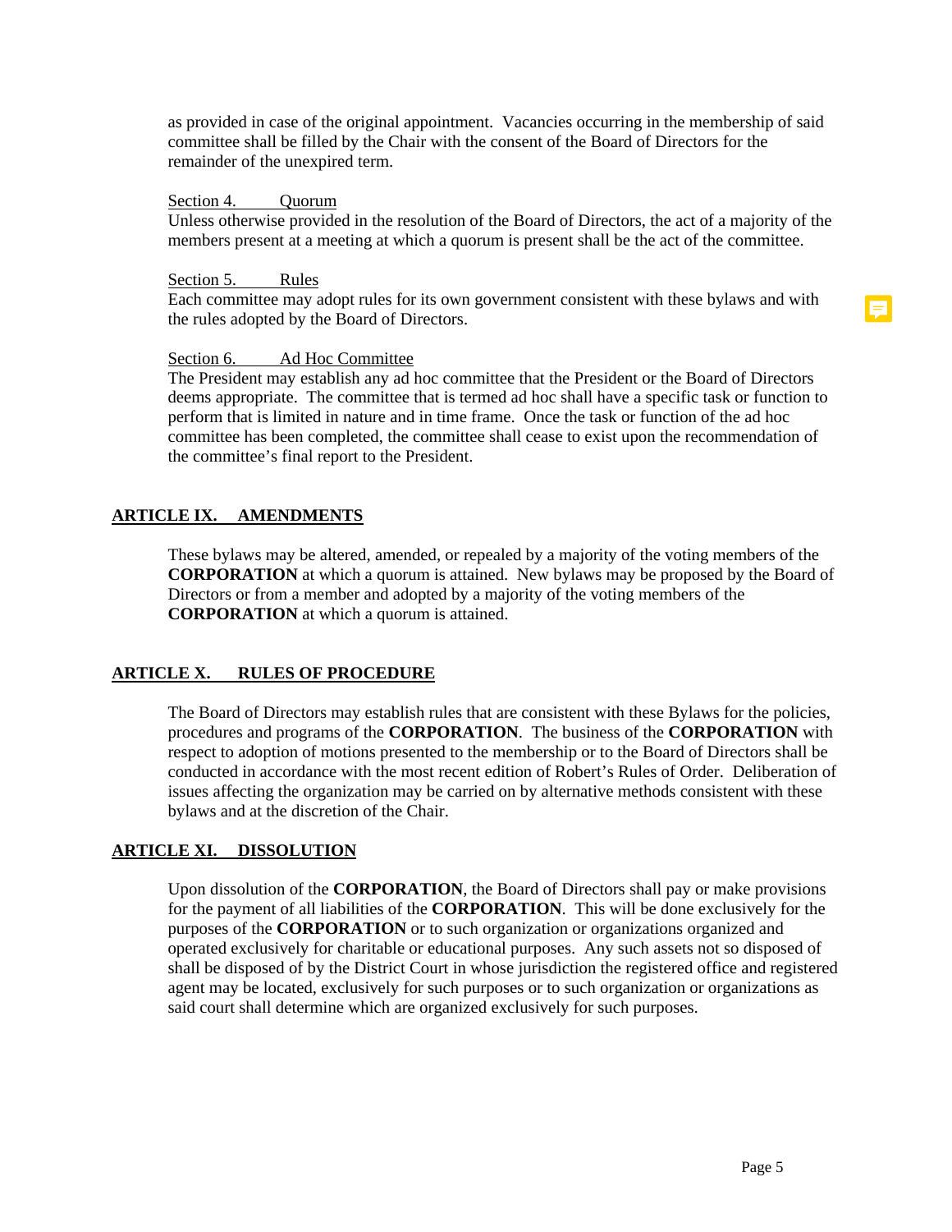as provided in case of the original appointment. Vacancies occurring in the membership of said committee shall be filled by the Chair with the consent of the Board of Directors for the remainder of the unexpired term.

Section 4. Quorum

Unless otherwise provided in the resolution of the Board of Directors, the act of a majority of the members present at a meeting at which a quorum is present shall be the act of the committee.

Section 5. Rules

Each committee may adopt rules for its own government consistent with these bylaws and with the rules adopted by the Board of Directors.

Section 6. Ad Hoc Committee

The President may establish any ad hoc committee that the President or the Board of Directors deems appropriate. The committee that is termed ad hoc shall have a specific task or function to perform that is limited in nature and in time frame. Once the task or function of the ad hoc committee has been completed, the committee shall cease to exist upon the recommendation of the committee's final report to the President.

## ARTICLE IX. AMENDMENTS

These bylaws may be altered, amended, or repealed by a majority of the voting members of the **CORPORATION** at which a quorum is attained. New bylaws may be proposed by the Board of Directors or from a member and adopted by a majority of the voting members of the **CORPORATION** at which a quorum is attained.

## ARTICLE X. RULES OF PROCEDURE

The Board of Directors may establish rules that are consistent with these Bylaws for the policies, procedures and programs of the **CORPORATION**. The business of the **CORPORATION** with respect to adoption of motions presented to the membership or to the Board of Directors shall be conducted in accordance with the most recent edition of Robert's Rules of Order. Deliberation of issues affecting the organization may be carried on by alternative methods consistent with these bylaws and at the discretion of the Chair.

## ARTICLE XI. DISSOLUTION

Upon dissolution of the **CORPORATION**, the Board of Directors shall pay or make provisions for the payment of all liabilities of the **CORPORATION**. This will be done exclusively for the purposes of the **CORPORATION** or to such organization or organizations organized and operated exclusively for charitable or educational purposes. Any such assets not so disposed of shall be disposed of by the District Court in whose jurisdiction the registered office and registered agent may be located, exclusively for such purposes or to such organization or organizations as said court shall determine which are organized exclusively for such purposes.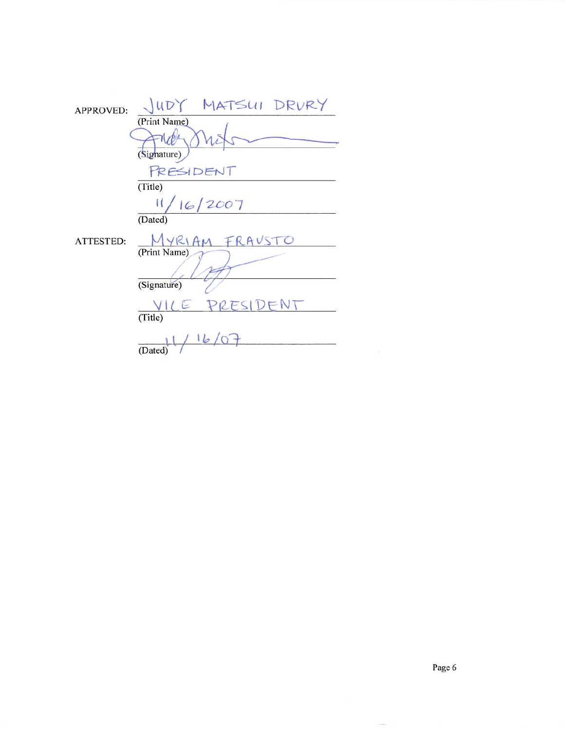APPROVED: JUDY MATSUI DRURY
(Print Name)

(Signature)

PRESIDENT
(Title)

11/16/2007
(Dated)

ATTESTED: MYRIAM FRAUSTO
(Print Name)

(Signature)

VICE PRESIDENT
(Title)

11/16/07
(Dated)